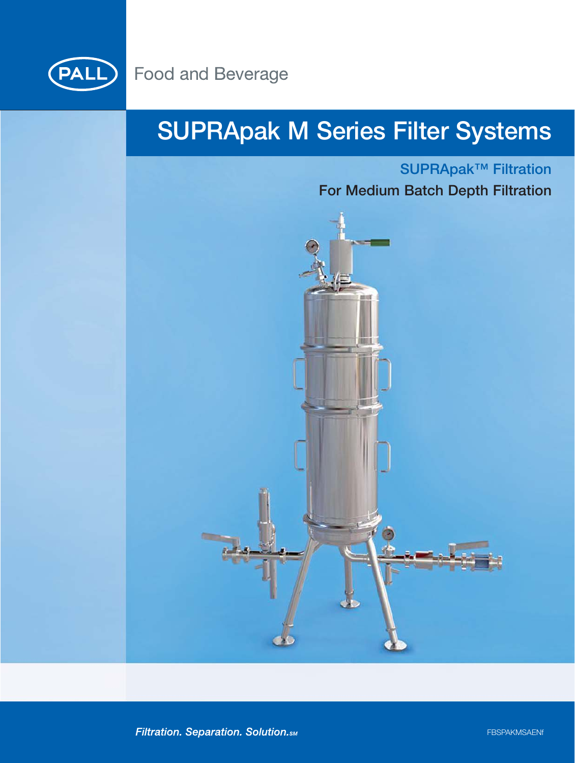PALL

Food and Beverage

# SUPRApak M Series Filter Systems

## SUPRApak™ Filtration

### For Medium Batch Depth Filtration

*Filtration. Separation. Solution.*SM

FBSPAKMSAENf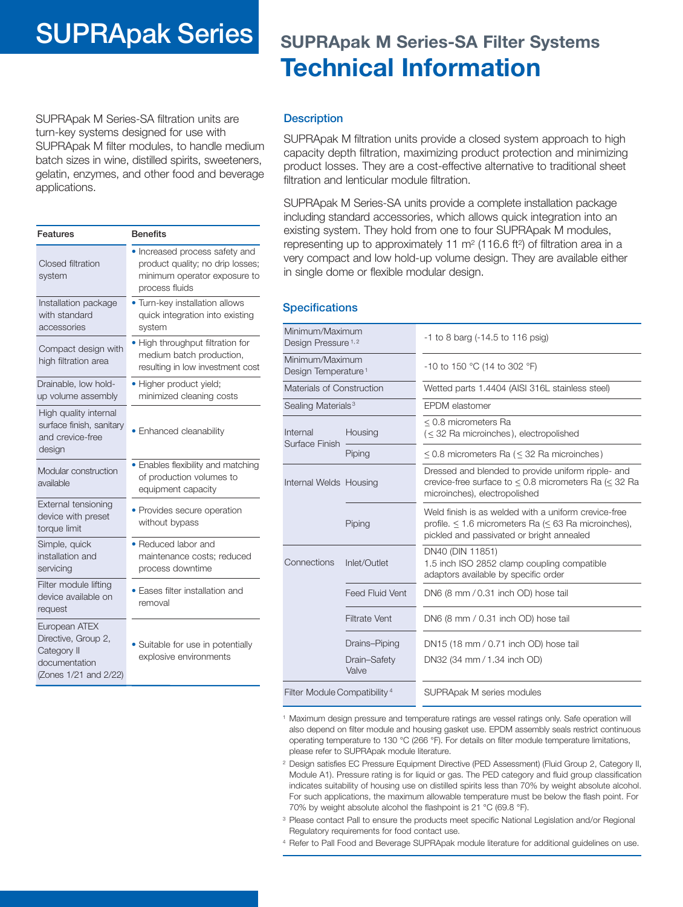# SUPRApak Series

## SUPRApak M Series-SA Filter Systems

# Technical Information

SUPRApak M Series-SA filtration units are turn-key systems designed for use with SUPRApak M filter modules, to handle medium batch sizes in wine, distilled spirits, sweeteners, gelatin, enzymes, and other food and beverage applications.

| Features | Benefits |
|---|---|
| Closed filtration system | • Increased process safety and product quality; no drip losses; minimum operator exposure to process fluids |
| Installation package with standard accessories | • Turn-key installation allows quick integration into existing system |
| Compact design with high filtration area | • High throughput filtration for medium batch production, resulting in low investment cost |
| Drainable, low hold-up volume assembly | • Higher product yield; minimized cleaning costs |
| High quality internal surface finish, sanitary and crevice-free design | • Enhanced cleanability |
| Modular construction available | • Enables flexibility and matching of production volumes to equipment capacity |
| External tensioning device with preset torque limit | • Provides secure operation without bypass |
| Simple, quick installation and servicing | • Reduced labor and maintenance costs; reduced process downtime |
| Filter module lifting device available on request | • Eases filter installation and removal |
| European ATEX Directive, Group 2, Category II documentation (Zones 1/21 and 2/22) | • Suitable for use in potentially explosive environments |

### Description

SUPRApak M filtration units provide a closed system approach to high capacity depth filtration, maximizing product protection and minimizing product losses. They are a cost-effective alternative to traditional sheet filtration and lenticular module filtration.

SUPRApak M Series-SA units provide a complete installation package including standard accessories, which allows quick integration into an existing system. They hold from one to four SUPRApak M modules, representing up to approximately 11 m² (116.6 ft²) of filtration area in a very compact and low hold-up volume design. They are available either in single dome or flexible modular design.

### Specifications

| | | |
|---|---|---|
| Minimum/Maximum Design Pressure [1,2] | | -1 to 8 barg (-14.5 to 116 psig) |
| Minimum/Maximum Design Temperature [1] | | -10 to 150 °C (14 to 302 °F) |
| Materials of Construction | | Wetted parts 1.4404 (AISI 316L stainless steel) |
| Sealing Materials [3] | | EPDM elastomer |
| Internal Surface Finish | Housing | ≤ 0.8 micrometers Ra (≤ 32 Ra microinches), electropolished |
| | Piping | ≤ 0.8 micrometers Ra (≤ 32 Ra microinches) |
| Internal Welds | Housing | Dressed and blended to provide uniform ripple- and crevice-free surface to ≤ 0.8 micrometers Ra (≤ 32 Ra microinches), electropolished |
| | Piping | Weld finish is as welded with a uniform crevice-free profile. ≤ 1.6 micrometers Ra (≤ 63 Ra microinches), pickled and passivated or bright annealed |
| Connections | Inlet/Outlet | DN40 (DIN 11851) 1.5 inch ISO 2852 clamp coupling compatible adaptors available by specific order |
| | Feed Fluid Vent | DN6 (8 mm / 0.31 inch OD) hose tail |
| | Filtrate Vent | DN6 (8 mm / 0.31 inch OD) hose tail |
| | Drains–Piping | DN15 (18 mm / 0.71 inch OD) hose tail |
| | Drain–Safety Valve | DN32 (34 mm / 1.34 inch OD) |
| Filter Module Compatibility [4] | | SUPRApak M series modules |

[1] Maximum design pressure and temperature ratings are vessel ratings only. Safe operation will also depend on filter module and housing gasket use. EPDM assembly seals restrict continuous operating temperature to 130 °C (266 °F). For details on filter module temperature limitations, please refer to SUPRApak module literature.

[2] Design satisfies EC Pressure Equipment Directive (PED Assessment) (Fluid Group 2, Category II, Module A1). Pressure rating is for liquid or gas. The PED category and fluid group classification indicates suitability of housing use on distilled spirits less than 70% by weight absolute alcohol. For such applications, the maximum allowable temperature must be below the flash point. For 70% by weight absolute alcohol the flashpoint is 21 °C (69.8 °F).

[3] Please contact Pall to ensure the products meet specific National Legislation and/or Regional Regulatory requirements for food contact use.

[4] Refer to Pall Food and Beverage SUPRApak module literature for additional guidelines on use.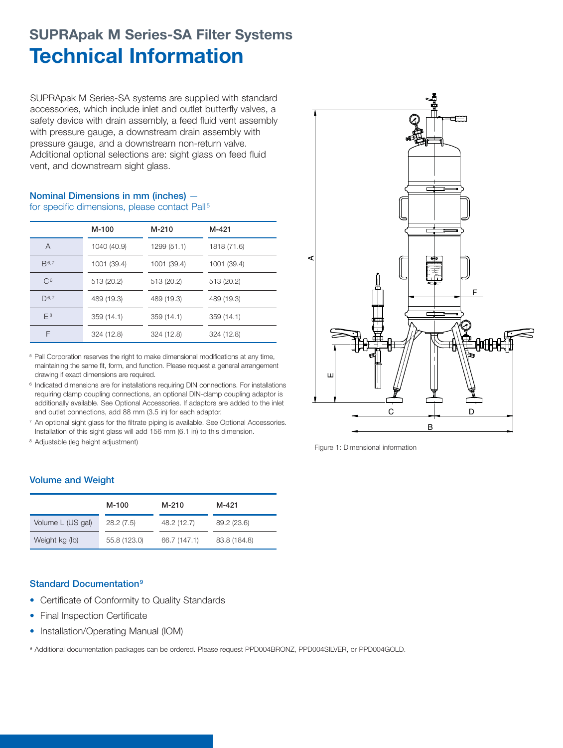## SUPRApak M Series-SA Filter Systems

# Technical Information

SUPRApak M Series-SA systems are supplied with standard accessories, which include inlet and outlet butterfly valves, a safety device with drain assembly, a feed fluid vent assembly with pressure gauge, a downstream drain assembly with pressure gauge, and a downstream non-return valve. Additional optional selections are: sight glass on feed fluid vent, and downstream sight glass.

### Nominal Dimensions in mm (inches) — for specific dimensions, please contact Pall[5]

| | M-100 | M-210 | M-421 |
|---|---|---|---|
| A | 1040 (40.9) | 1299 (51.1) | 1818 (71.6) |
| B[6,7] | 1001 (39.4) | 1001 (39.4) | 1001 (39.4) |
| C[6] | 513 (20.2) | 513 (20.2) | 513 (20.2) |
| D[6,7] | 489 (19.3) | 489 (19.3) | 489 (19.3) |
| E[8] | 359 (14.1) | 359 (14.1) | 359 (14.1) |
| F | 324 (12.8) | 324 (12.8) | 324 (12.8) |

[5] Pall Corporation reserves the right to make dimensional modifications at any time, maintaining the same fit, form, and function. Please request a general arrangement drawing if exact dimensions are required.

[6] Indicated dimensions are for installations requiring DIN connections. For installations requiring clamp coupling connections, an optional DIN-clamp coupling adaptor is additionally available. See Optional Accessories. If adaptors are added to the inlet and outlet connections, add 88 mm (3.5 in) for each adaptor.

[7] An optional sight glass for the filtrate piping is available. See Optional Accessories. Installation of this sight glass will add 156 mm (6.1 in) to this dimension.

[8] Adjustable (leg height adjustment)

Figure 1: Dimensional information

### Volume and Weight

| | M-100 | M-210 | M-421 |
|---|---|---|---|
| Volume L (US gal) | 28.2 (7.5) | 48.2 (12.7) | 89.2 (23.6) |
| Weight kg (lb) | 55.8 (123.0) | 66.7 (147.1) | 83.8 (184.8) |

### Standard Documentation[9]

- Certificate of Conformity to Quality Standards
- Final Inspection Certificate
- Installation/Operating Manual (IOM)

[9] Additional documentation packages can be ordered. Please request PPD004BRONZ, PPD004SILVER, or PPD004GOLD.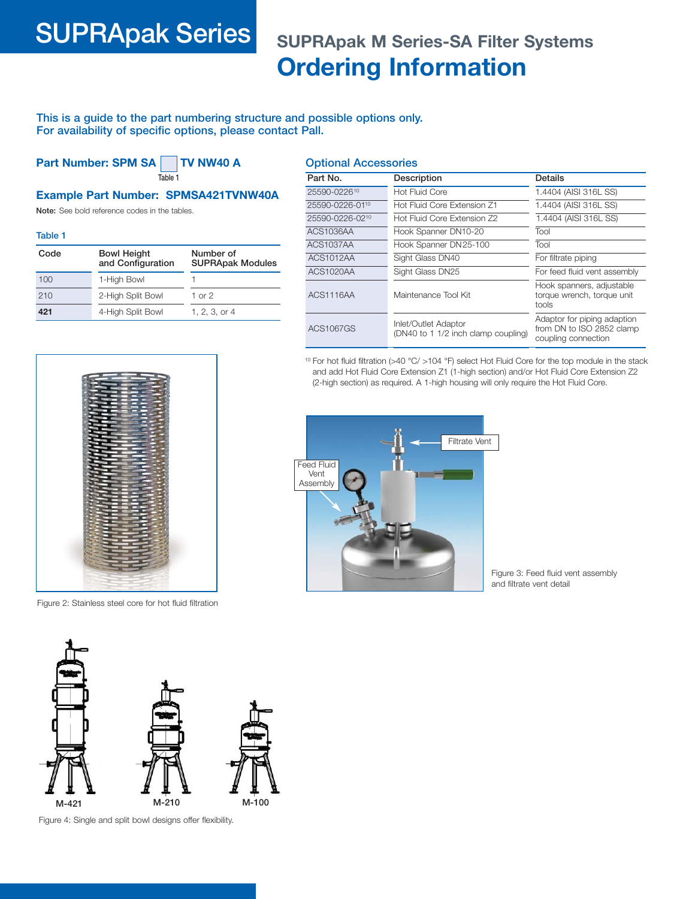# SUPRApak Series

## SUPRApak M Series-SA Filter Systems

# Ordering Information

**This is a guide to the part numbering structure and possible options only. For availability of specific options, please contact Pall.**

### Part Number: SPM SA [ ] TV NW40 A

Table 1

### Example Part Number: SPMSA421TVNW40A

**Note:** See bold reference codes in the tables.

#### Table 1

| Code | Bowl Height and Configuration | Number of SUPRApak Modules |
|---|---|---|
| 100 | 1-High Bowl | 1 |
| 210 | 2-High Split Bowl | 1 or 2 |
| **421** | 4-High Split Bowl | 1, 2, 3, or 4 |

Figure 2: Stainless steel core for hot fluid filtration

Figure 4: Single and split bowl designs offer flexibility.

### Optional Accessories

| Part No. | Description | Details |
|---|---|---|
| 25590-0226[10] | Hot Fluid Core | 1.4404 (AISI 316L SS) |
| 25590-0226-01[10] | Hot Fluid Core Extension Z1 | 1.4404 (AISI 316L SS) |
| 25590-0226-02[10] | Hot Fluid Core Extension Z2 | 1.4404 (AISI 316L SS) |
| ACS1036AA | Hook Spanner DN10-20 | Tool |
| ACS1037AA | Hook Spanner DN25-100 | Tool |
| ACS1012AA | Sight Glass DN40 | For filtrate piping |
| ACS1020AA | Sight Glass DN25 | For feed fluid vent assembly |
| ACS1116AA | Maintenance Tool Kit | Hook spanners, adjustable torque wrench, torque unit tools |
| ACS1067GS | Inlet/Outlet Adaptor (DN40 to 1 1/2 inch clamp coupling) | Adaptor for piping adaption from DN to ISO 2852 clamp coupling connection |

[10] For hot fluid filtration (>40 °C/ >104 °F) select Hot Fluid Core for the top module in the stack and add Hot Fluid Core Extension Z1 (1-high section) and/or Hot Fluid Core Extension Z2 (2-high section) as required. A 1-high housing will only require the Hot Fluid Core.

Figure 3: Feed fluid vent assembly and filtrate vent detail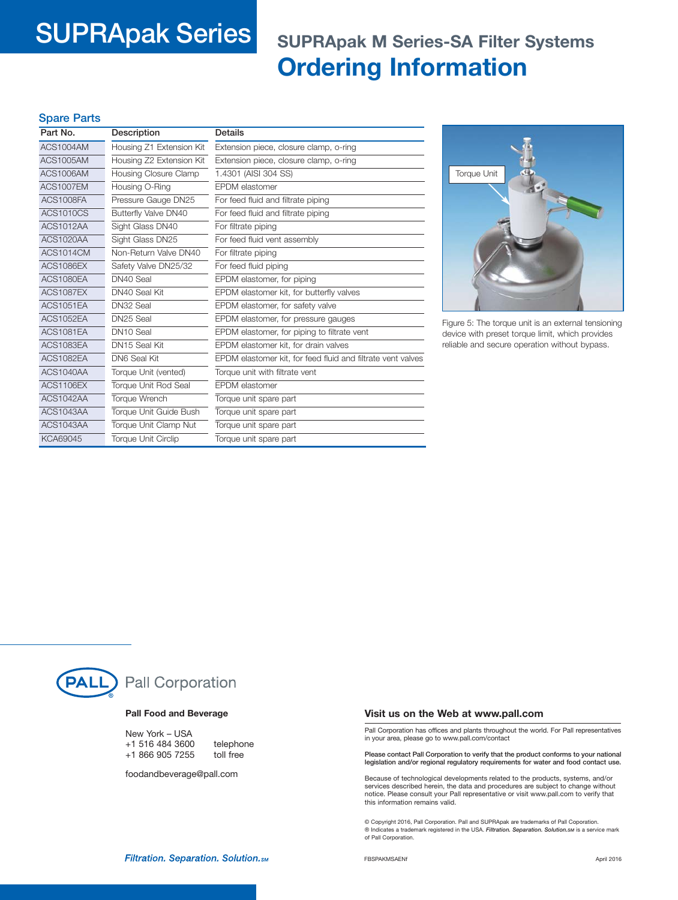# SUPRApak Series

## SUPRApak M Series-SA Filter Systems

# Ordering Information

### Spare Parts

| Part No. | Description | Details |
|---|---|---|
| ACS1004AM | Housing Z1 Extension Kit | Extension piece, closure clamp, o-ring |
| ACS1005AM | Housing Z2 Extension Kit | Extension piece, closure clamp, o-ring |
| ACS1006AM | Housing Closure Clamp | 1.4301 (AISI 304 SS) |
| ACS1007EM | Housing O-Ring | EPDM elastomer |
| ACS1008FA | Pressure Gauge DN25 | For feed fluid and filtrate piping |
| ACS1010CS | Butterfly Valve DN40 | For feed fluid and filtrate piping |
| ACS1012AA | Sight Glass DN40 | For filtrate piping |
| ACS1020AA | Sight Glass DN25 | For feed fluid vent assembly |
| ACS1014CM | Non-Return Valve DN40 | For filtrate piping |
| ACS1086EX | Safety Valve DN25/32 | For feed fluid piping |
| ACS1080EA | DN40 Seal | EPDM elastomer, for piping |
| ACS1087EX | DN40 Seal Kit | EPDM elastomer kit, for butterfly valves |
| ACS1051EA | DN32 Seal | EPDM elastomer, for safety valve |
| ACS1052EA | DN25 Seal | EPDM elastomer, for pressure gauges |
| ACS1081EA | DN10 Seal | EPDM elastomer, for piping to filtrate vent |
| ACS1083EA | DN15 Seal Kit | EPDM elastomer kit, for drain valves |
| ACS1082EA | DN6 Seal Kit | EPDM elastomer kit, for feed fluid and filtrate vent valves |
| ACS1040AA | Torque Unit (vented) | Torque unit with filtrate vent |
| ACS1106EX | Torque Unit Rod Seal | EPDM elastomer |
| ACS1042AA | Torque Wrench | Torque unit spare part |
| ACS1043AA | Torque Unit Guide Bush | Torque unit spare part |
| ACS1043AA | Torque Unit Clamp Nut | Torque unit spare part |
| KCA69045 | Torque Unit Circlip | Torque unit spare part |

Torque Unit

Figure 5: The torque unit is an external tensioning device with preset torque limit, which provides reliable and secure operation without bypass.

Pall Corporation

**Pall Food and Beverage**

New York – USA
+1 516 484 3600 telephone
+1 866 905 7255 toll free

foodandbeverage@pall.com

**Visit us on the Web at www.pall.com**

Pall Corporation has offices and plants throughout the world. For Pall representatives in your area, please go to www.pall.com/contact

**Please contact Pall Corporation to verify that the product conforms to your national legislation and/or regional regulatory requirements for water and food contact use.**

Because of technological developments related to the products, systems, and/or services described herein, the data and procedures are subject to change without notice. Please consult your Pall representative or visit www.pall.com to verify that this information remains valid.

© Copyright 2016, Pall Corporation. Pall and SUPRApak are trademarks of Pall Coporation. ® Indicates a trademark registered in the USA. *Filtration. Separation. Solution.SM* is a service mark of Pall Corporation.

*Filtration. Separation. Solution.SM*

FBSPAKMSAENf

April 2016